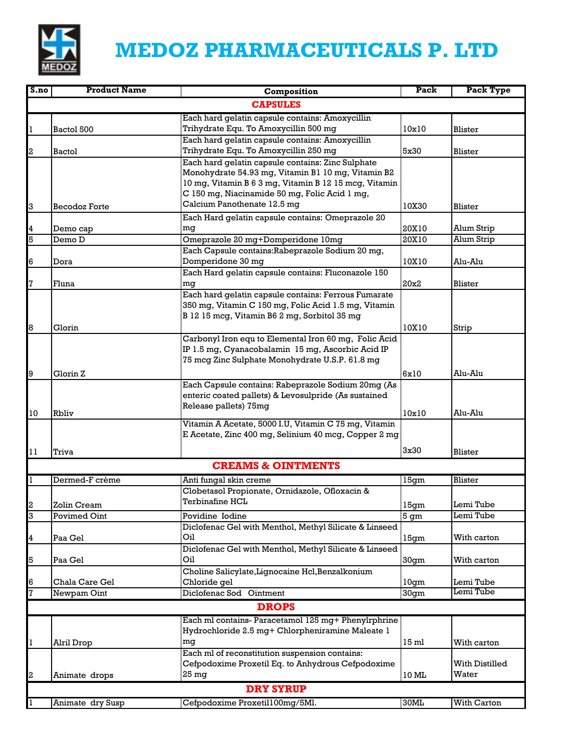# MEDOZ PHARMACEUTICALS P. LTD

| S.no | Product Name | Composition | Pack | Pack Type |
|---|---|---|---|---|
| | | **CAPSULES** | | |
| 1 | Bactol 500 | Each hard gelatin capsule contains: Amoxycillin Trihydrate Equ. To Amoxycillin 500 mg | 10x10 | Blister |
| 2 | Bactol | Each hard gelatin capsule contains: Amoxycillin Trihydrate Equ. To Amoxycillin 250 mg | 5x30 | Blister |
| 3 | Becodoz Forte | Each hard gelatin capsule contains: Zinc Sulphate Monohydrate 54.93 mg, Vitamin B1 10 mg, Vitamin B2 10 mg, Vitamin B 6 3 mg, Vitamin B 12 15 mcg, Vitamin C 150 mg, Niacinamide 50 mg, Folic Acid 1 mg, Calcium Panothenate 12.5 mg | 10X30 | Blister |
| 4 | Demo cap | Each Hard gelatin capsule contains: Omeprazole 20 mg | 20X10 | Alum Strip |
| 5 | Demo D | Omeprazole 20 mg+Domperidone 10mg | 20X10 | Alum Strip |
| 6 | Dora | Each Capsule contains:Rabeprazole Sodium 20 mg, Domperidone 30 mg | 10X10 | Alu-Alu |
| 7 | Fluna | Each Hard gelatin capsule contains: Fluconazole 150 mg | 20x2 | Blister |
| 8 | Glorin | Each hard gelatin capsule contains: Ferrous Fumarate 350 mg, Vitamin C 150 mg, Folic Acid 1.5 mg, Vitamin B 12 15 mcg, Vitamin B6 2 mg, Sorbitol 35 mg | 10X10 | Strip |
| 9 | Glorin Z | Carbonyl Iron equ to Elemental Iron 60 mg, Folic Acid IP 1.5 mg, Cyanacobalamin 15 mg, Ascorbic Acid IP 75 mcg Zinc Sulphate Monohydrate U.S.P. 61.8 mg | 6x10 | Alu-Alu |
| 10 | Rbliv | Each Capsule contains: Rabeprazole Sodium 20mg (As enteric coated pallets) & Levosulpride (As sustained Release pallets) 75mg | 10x10 | Alu-Alu |
| 11 | Triva | Vitamin A Acetate, 5000 I.U, Vitamin C 75 mg, Vitamin E Acetate, Zinc 400 mg, Selinium 40 mcg, Copper 2 mg | 3x30 | Blister |
| | | **CREAMS & OINTMENTS** | | |
| 1 | Dermed-F crème | Anti fungal skin creme | 15gm | Blister |
| 2 | Zolin Cream | Clobetasol Propionate, Ornidazole, Ofloxacin & Terbinafine HCL | 15gm | Lemi Tube |
| 3 | Povimed Oint | Povidine Iodine | 5 gm | Lemi Tube |
| 4 | Paa Gel | Diclofenac Gel with Menthol, Methyl Silicate & Linseed Oil | 15gm | With carton |
| 5 | Paa Gel | Diclofenac Gel with Menthol, Methyl Silicate & Linseed Oil | 30gm | With carton |
| 6 | Chala Care Gel | Choline Salicylate,Lignocaine Hcl,Benzalkonium Chloride gel | 10gm | Lemi Tube |
| 7 | Newpam Oint | Diclofenac Sod Ointment | 30gm | Lemi Tube |
| | | **DROPS** | | |
| 1 | Alril Drop | Each ml contains- Paracetamol 125 mg+ Phenylrphrine Hydrochloride 2.5 mg+ Chlorpheniramine Maleate 1 mg | 15 ml | With carton |
| 2 | Animate drops | Each ml of reconstitution suspension contains: Cefpodoxime Proxetil Eq. to Anhydrous Cefpodoxime 25 mg | 10 ML | With Distilled Water |
| | | **DRY SYRUP** | | |
| 1 | Animate dry Susp | Cefpodoxime Proxetil100mg/5Ml. | 30ML | With Carton |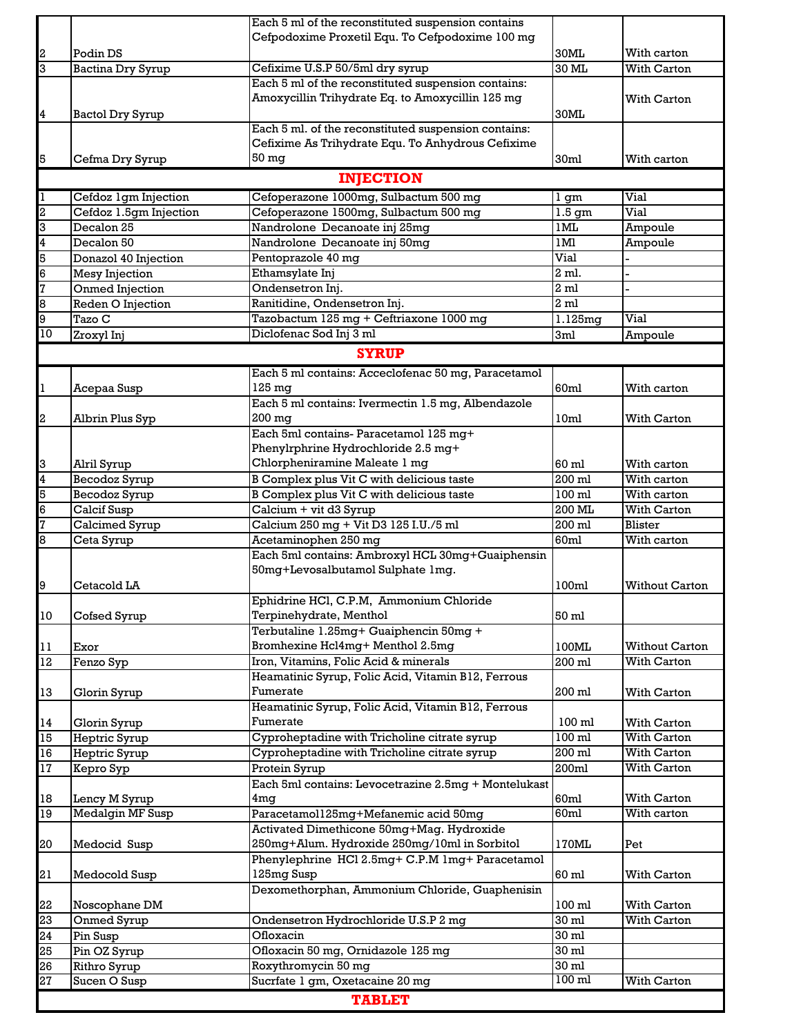| | | | | |
|---|---|---|---|---|
| 2 | Podin DS | Each 5 ml of the reconstituted suspension contains Cefpodoxime Proxetil Equ. To Cefpodoxime 100 mg | 30ML | With carton |
| 3 | Bactina Dry Syrup | Cefixime U.S.P 50/5ml dry syrup | 30 ML | With Carton |
| 4 | Bactol Dry Syrup | Each 5 ml of the reconstituted suspension contains: Amoxycillin Trihydrate Eq. to Amoxycillin 125 mg | 30ML | With Carton |
| 5 | Cefma Dry Syrup | Each 5 ml. of the reconstituted suspension contains: Cefixime As Trihydrate Equ. To Anhydrous Cefixime 50 mg | 30ml | With carton |
| | | **INJECTION** | | |
| 1 | Cefdoz 1gm Injection | Cefoperazone 1000mg, Sulbactum 500 mg | 1 gm | Vial |
| 2 | Cefdoz 1.5gm Injection | Cefoperazone 1500mg, Sulbactum 500 mg | 1.5 gm | Vial |
| 3 | Decalon 25 | Nandrolone Decanoate inj 25mg | 1ML | Ampoule |
| 4 | Decalon 50 | Nandrolone Decanoate inj 50mg | 1Ml | Ampoule |
| 5 | Donazol 40 Injection | Pentoprazole 40 mg | Vial | - |
| 6 | Mesy Injection | Ethamsylate Inj | 2 ml. | - |
| 7 | Onmed Injection | Ondensetron Inj. | 2 ml | - |
| 8 | Reden O Injection | Ranitidine, Ondensetron Inj. | 2 ml | |
| 9 | Tazo C | Tazobactum 125 mg + Ceftriaxone 1000 mg | 1.125mg | Vial |
| 10 | Zroxyl Inj | Diclofenac Sod Inj 3 ml | 3ml | Ampoule |
| | | **SYRUP** | | |
| 1 | Acepaa Susp | Each 5 ml contains: Acceclofenac 50 mg, Paracetamol 125 mg | 60ml | With carton |
| 2 | Albrin Plus Syp | Each 5 ml contains: Ivermectin 1.5 mg, Albendazole 200 mg | 10ml | With Carton |
| 3 | Alril Syrup | Each 5ml contains- Paracetamol 125 mg+ Phenylrphrine Hydrochloride 2.5 mg+ Chlorpheniramine Maleate 1 mg | 60 ml | With carton |
| 4 | Becodoz Syrup | B Complex plus Vit C with delicious taste | 200 ml | With carton |
| 5 | Becodoz Syrup | B Complex plus Vit C with delicious taste | 100 ml | With carton |
| 6 | Calcif Susp | Calcium + vit d3 Syrup | 200 ML | With Carton |
| 7 | Calcimed Syrup | Calcium 250 mg + Vit D3 125 I.U./5 ml | 200 ml | Blister |
| 8 | Ceta Syrup | Acetaminophen 250 mg | 60ml | With carton |
| 9 | Cetacold LA | Each 5ml contains: Ambroxyl HCL 30mg+Guaiphensin 50mg+Levosalbutamol Sulphate 1mg. | 100ml | Without Carton |
| 10 | Cofsed Syrup | Ephidrine HCl, C.P.M, Ammonium Chloride Terpinehydrate, Menthol | 50 ml | |
| 11 | Exor | Terbutaline 1.25mg+ Guaiphencin 50mg + Bromhexine Hcl4mg+ Menthol 2.5mg | 100ML | Without Carton |
| 12 | Fenzo Syp | Iron, Vitamins, Folic Acid & minerals | 200 ml | With Carton |
| 13 | Glorin Syrup | Heamatinic Syrup, Folic Acid, Vitamin B12, Ferrous Fumerate | 200 ml | With Carton |
| 14 | Glorin Syrup | Heamatinic Syrup, Folic Acid, Vitamin B12, Ferrous Fumerate | 100 ml | With Carton |
| 15 | Heptric Syrup | Cyproheptadine with Tricholine citrate syrup | 100 ml | With Carton |
| 16 | Heptric Syrup | Cyproheptadine with Tricholine citrate syrup | 200 ml | With Carton |
| 17 | Kepro Syp | Protein Syrup | 200ml | With Carton |
| 18 | Lency M Syrup | Each 5ml contains: Levocetrazine 2.5mg + Montelukast 4mg | 60ml | With Carton |
| 19 | Medalgin MF Susp | Paracetamol125mg+Mefanemic acid 50mg | 60ml | With carton |
| 20 | Medocid Susp | Activated Dimethicone 50mg+Mag. Hydroxide 250mg+Alum. Hydroxide 250mg/10ml in Sorbitol | 170ML | Pet |
| 21 | Medocold Susp | Phenylephrine HCl 2.5mg+ C.P.M 1mg+ Paracetamol 125mg Susp | 60 ml | With Carton |
| 22 | Noscophane DM | Dexomethorphan, Ammonium Chloride, Guaphenisin | 100 ml | With Carton |
| 23 | Onmed Syrup | Ondensetron Hydrochloride U.S.P 2 mg | 30 ml | With Carton |
| 24 | Pin Susp | Ofloxacin | 30 ml | |
| 25 | Pin OZ Syrup | Ofloxacin 50 mg, Ornidazole 125 mg | 30 ml | |
| 26 | Rithro Syrup | Roxythromycin 50 mg | 30 ml | |
| 27 | Sucen O Susp | Sucrfate 1 gm, Oxetacaine 20 mg | 100 ml | With Carton |
| | | **TABLET** | | |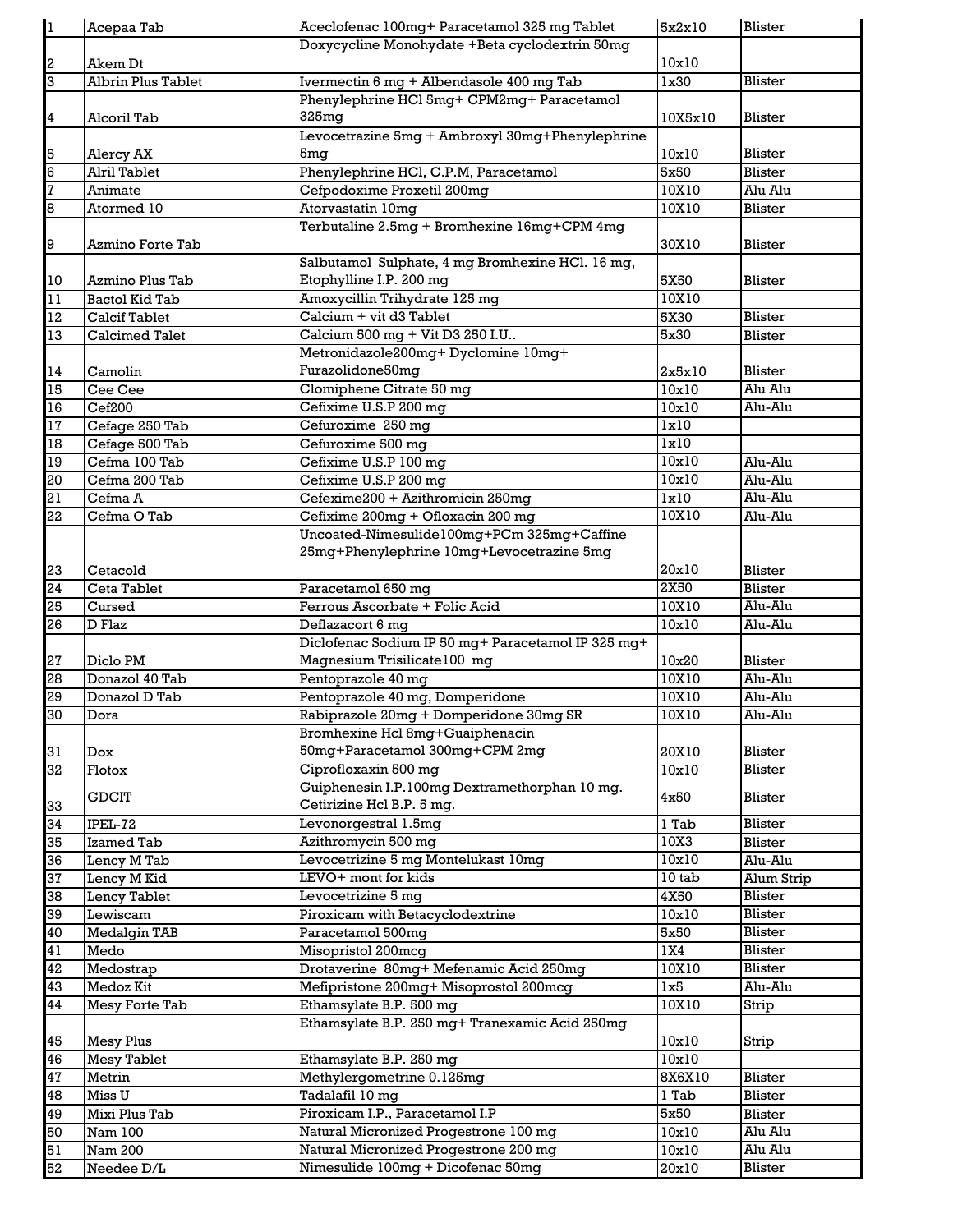| 1 | Acepaa Tab | Aceclofenac 100mg+ Paracetamol 325 mg Tablet | 5x2x10 | Blister |
|---|---|---|---|---|
| 2 | Akem Dt | Doxycycline Monohydate +Beta cyclodextrin 50mg | 10x10 | |
| 3 | Albrin Plus Tablet | Ivermectin 6 mg + Albendasole 400 mg Tab | 1x30 | Blister |
| 4 | Alcoril Tab | Phenylephrine HCl 5mg+ CPM2mg+ Paracetamol 325mg | 10X5x10 | Blister |
| 5 | Alercy AX | Levocetrazine 5mg + Ambroxyl 30mg+Phenylephrine 5mg | 10x10 | Blister |
| 6 | Alril Tablet | Phenylephrine HCl, C.P.M, Paracetamol | 5x50 | Blister |
| 7 | Animate | Cefpodoxime Proxetil 200mg | 10X10 | Alu Alu |
| 8 | Atormed 10 | Atorvastatin 10mg | 10X10 | Blister |
| 9 | Azmino Forte Tab | Terbutaline 2.5mg + Bromhexine 16mg+CPM 4mg | 30X10 | Blister |
| 10 | Azmino Plus Tab | Salbutamol Sulphate, 4 mg Bromhexine HCl. 16 mg, Etophylline I.P. 200 mg | 5X50 | Blister |
| 11 | Bactol Kid Tab | Amoxycillin Trihydrate 125 mg | 10X10 | |
| 12 | Calcif Tablet | Calcium + vit d3 Tablet | 5X30 | Blister |
| 13 | Calcimed Talet | Calcium 500 mg + Vit D3 250 I.U.. | 5x30 | Blister |
| 14 | Camolin | Metronidazole200mg+ Dyclomine 10mg+ Furazolidone50mg | 2x5x10 | Blister |
| 15 | Cee Cee | Clomiphene Citrate 50 mg | 10x10 | Alu Alu |
| 16 | Cef200 | Cefixime U.S.P 200 mg | 10x10 | Alu-Alu |
| 17 | Cefage 250 Tab | Cefuroxime 250 mg | 1x10 | |
| 18 | Cefage 500 Tab | Cefuroxime 500 mg | 1x10 | |
| 19 | Cefma 100 Tab | Cefixime U.S.P 100 mg | 10x10 | Alu-Alu |
| 20 | Cefma 200 Tab | Cefixime U.S.P 200 mg | 10x10 | Alu-Alu |
| 21 | Cefma A | Cefexime200 + Azithromicin 250mg | 1x10 | Alu-Alu |
| 22 | Cefma O Tab | Cefixime 200mg + Ofloxacin 200 mg | 10X10 | Alu-Alu |
| 23 | Cetacold | Uncoated-Nimesulide100mg+PCm 325mg+Caffine 25mg+Phenylephrine 10mg+Levocetrazine 5mg | 20x10 | Blister |
| 24 | Ceta Tablet | Paracetamol 650 mg | 2X50 | Blister |
| 25 | Cursed | Ferrous Ascorbate + Folic Acid | 10X10 | Alu-Alu |
| 26 | D Flaz | Deflazacort 6 mg | 10x10 | Alu-Alu |
| 27 | Diclo PM | Diclofenac Sodium IP 50 mg+ Paracetamol IP 325 mg+ Magnesium Trisilicate100 mg | 10x20 | Blister |
| 28 | Donazol 40 Tab | Pentoprazole 40 mg | 10X10 | Alu-Alu |
| 29 | Donazol D Tab | Pentoprazole 40 mg, Domperidone | 10X10 | Alu-Alu |
| 30 | Dora | Rabiprazole 20mg + Domperidone 30mg SR | 10X10 | Alu-Alu |
| 31 | Dox | Bromhexine Hcl 8mg+Guaiphenacin 50mg+Paracetamol 300mg+CPM 2mg | 20X10 | Blister |
| 32 | Flotox | Ciprofloxaxin 500 mg | 10x10 | Blister |
| 33 | GDCIT | Guiphenesin I.P.100mg Dextramethorphan 10 mg. Cetirizine Hcl B.P. 5 mg. | 4x50 | Blister |
| 34 | IPEL-72 | Levonorgestral 1.5mg | 1 Tab | Blister |
| 35 | Izamed Tab | Azithromycin 500 mg | 10X3 | Blister |
| 36 | Lency M Tab | Levocetrizine 5 mg Montelukast 10mg | 10x10 | Alu-Alu |
| 37 | Lency M Kid | LEVO+ mont for kids | 10 tab | Alum Strip |
| 38 | Lency Tablet | Levocetrizine 5 mg | 4X50 | Blister |
| 39 | Lewiscam | Piroxicam with Betacyclodextrine | 10x10 | Blister |
| 40 | Medalgin TAB | Paracetamol 500mg | 5x50 | Blister |
| 41 | Medo | Misopristol 200mcg | 1X4 | Blister |
| 42 | Medostrap | Drotaverine 80mg+ Mefenamic Acid 250mg | 10X10 | Blister |
| 43 | Medoz Kit | Mefipristone 200mg+ Misoprostol 200mcg | 1x5 | Alu-Alu |
| 44 | Mesy Forte Tab | Ethamsylate B.P. 500 mg | 10X10 | Strip |
| 45 | Mesy Plus | Ethamsylate B.P. 250 mg+ Tranexamic Acid 250mg | 10x10 | Strip |
| 46 | Mesy Tablet | Ethamsylate B.P. 250 mg | 10x10 | |
| 47 | Metrin | Methylergometrine 0.125mg | 8X6X10 | Blister |
| 48 | Miss U | Tadalafil 10 mg | 1 Tab | Blister |
| 49 | Mixi Plus Tab | Piroxicam I.P., Paracetamol I.P | 5x50 | Blister |
| 50 | Nam 100 | Natural Micronized Progestrone 100 mg | 10x10 | Alu Alu |
| 51 | Nam 200 | Natural Micronized Progestrone 200 mg | 10x10 | Alu Alu |
| 52 | Needee D/L | Nimesulide 100mg + Dicofenac 50mg | 20x10 | Blister |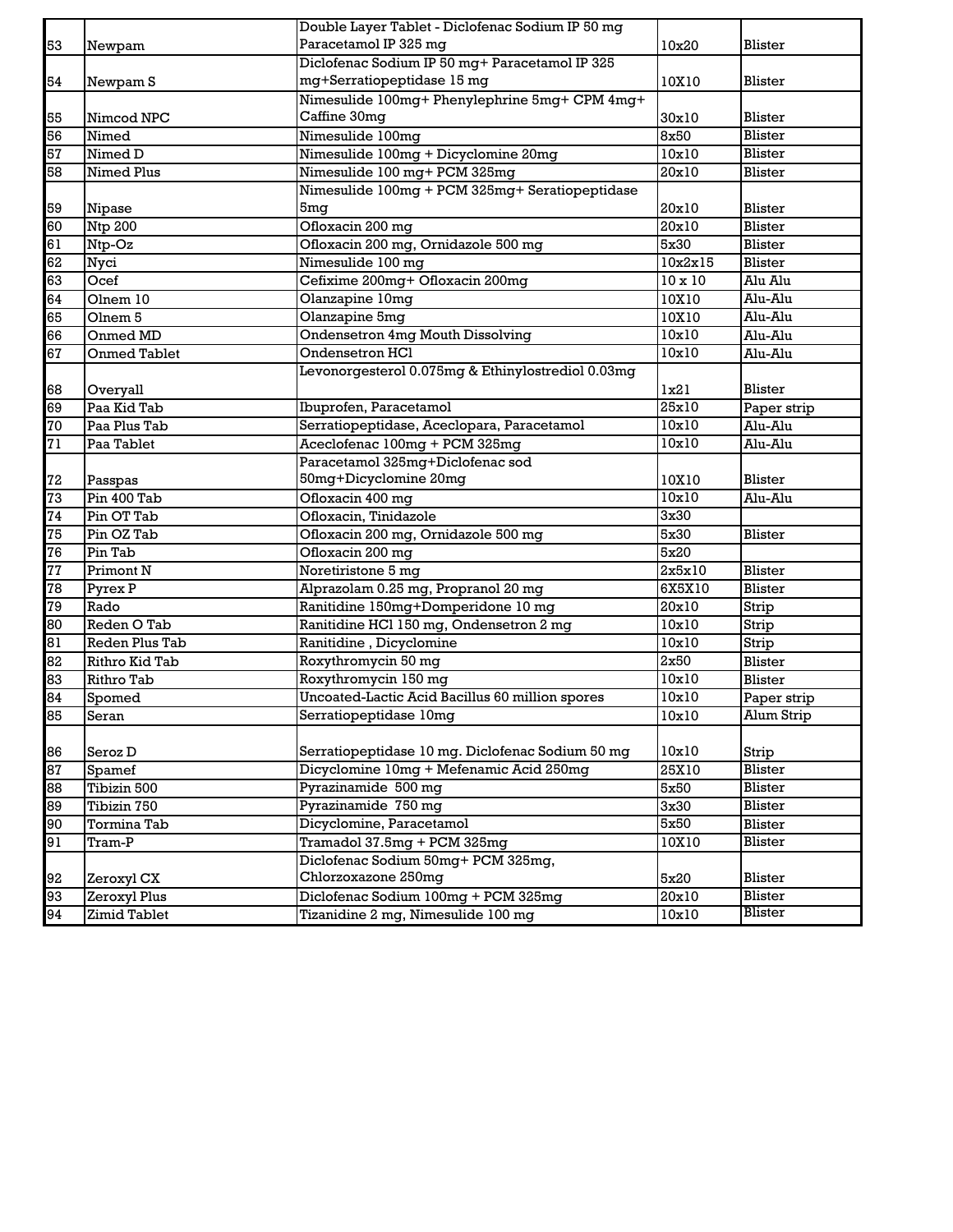| | | | | |
|---|---|---|---|---|
| 53 | Newpam | Double Layer Tablet - Diclofenac Sodium IP 50 mg Paracetamol IP 325 mg | 10x20 | Blister |
| 54 | Newpam S | Diclofenac Sodium IP 50 mg+ Paracetamol IP 325 mg+Serratiopeptidase 15 mg | 10X10 | Blister |
| 55 | Nimcod NPC | Nimesulide 100mg+ Phenylephrine 5mg+ CPM 4mg+ Caffine 30mg | 30x10 | Blister |
| 56 | Nimed | Nimesulide 100mg | 8x50 | Blister |
| 57 | Nimed D | Nimesulide 100mg + Dicyclomine 20mg | 10x10 | Blister |
| 58 | Nimed Plus | Nimesulide 100 mg+ PCM 325mg | 20x10 | Blister |
| 59 | Nipase | Nimesulide 100mg + PCM 325mg+ Seratiopeptidase 5mg | 20x10 | Blister |
| 60 | Ntp 200 | Ofloxacin 200 mg | 20x10 | Blister |
| 61 | Ntp-Oz | Ofloxacin 200 mg, Ornidazole 500 mg | 5x30 | Blister |
| 62 | Nyci | Nimesulide 100 mg | 10x2x15 | Blister |
| 63 | Ocef | Cefixime 200mg+ Ofloxacin 200mg | 10 x 10 | Alu Alu |
| 64 | Olnem 10 | Olanzapine 10mg | 10X10 | Alu-Alu |
| 65 | Olnem 5 | Olanzapine 5mg | 10X10 | Alu-Alu |
| 66 | Onmed MD | Ondensetron 4mg Mouth Dissolving | 10x10 | Alu-Alu |
| 67 | Onmed Tablet | Ondensetron HCl | 10x10 | Alu-Alu |
| 68 | Overyall | Levonorgesterol 0.075mg & Ethinylostrediol 0.03mg | 1x21 | Blister |
| 69 | Paa Kid Tab | Ibuprofen, Paracetamol | 25x10 | Paper strip |
| 70 | Paa Plus Tab | Serratiopeptidase, Aceclopara, Paracetamol | 10x10 | Alu-Alu |
| 71 | Paa Tablet | Aceclofenac 100mg + PCM 325mg | 10x10 | Alu-Alu |
| 72 | Passpas | Paracetamol 325mg+Diclofenac sod 50mg+Dicyclomine 20mg | 10X10 | Blister |
| 73 | Pin 400 Tab | Ofloxacin 400 mg | 10x10 | Alu-Alu |
| 74 | Pin OT Tab | Ofloxacin, Tinidazole | 3x30 | |
| 75 | Pin OZ Tab | Ofloxacin 200 mg, Ornidazole 500 mg | 5x30 | Blister |
| 76 | Pin Tab | Ofloxacin 200 mg | 5x20 | |
| 77 | Primont N | Noretiristone 5 mg | 2x5x10 | Blister |
| 78 | Pyrex P | Alprazolam 0.25 mg, Propranol 20 mg | 6X5X10 | Blister |
| 79 | Rado | Ranitidine 150mg+Domperidone 10 mg | 20x10 | Strip |
| 80 | Reden O Tab | Ranitidine HCl 150 mg, Ondensetron 2 mg | 10x10 | Strip |
| 81 | Reden Plus Tab | Ranitidine , Dicyclomine | 10x10 | Strip |
| 82 | Rithro Kid Tab | Roxythromycin 50 mg | 2x50 | Blister |
| 83 | Rithro Tab | Roxythromycin 150 mg | 10x10 | Blister |
| 84 | Spomed | Uncoated-Lactic Acid Bacillus 60 million spores | 10x10 | Paper strip |
| 85 | Seran | Serratiopeptidase 10mg | 10x10 | Alum Strip |
| 86 | Seroz D | Serratiopeptidase 10 mg. Diclofenac Sodium 50 mg | 10x10 | Strip |
| 87 | Spamef | Dicyclomine 10mg + Mefenamic Acid 250mg | 25X10 | Blister |
| 88 | Tibizin 500 | Pyrazinamide 500 mg | 5x50 | Blister |
| 89 | Tibizin 750 | Pyrazinamide 750 mg | 3x30 | Blister |
| 90 | Tormina Tab | Dicyclomine, Paracetamol | 5x50 | Blister |
| 91 | Tram-P | Tramadol 37.5mg + PCM 325mg | 10X10 | Blister |
| 92 | Zeroxyl CX | Diclofenac Sodium 50mg+ PCM 325mg, Chlorzoxazone 250mg | 5x20 | Blister |
| 93 | Zeroxyl Plus | Diclofenac Sodium 100mg + PCM 325mg | 20x10 | Blister |
| 94 | Zimid Tablet | Tizanidine 2 mg, Nimesulide 100 mg | 10x10 | Blister |